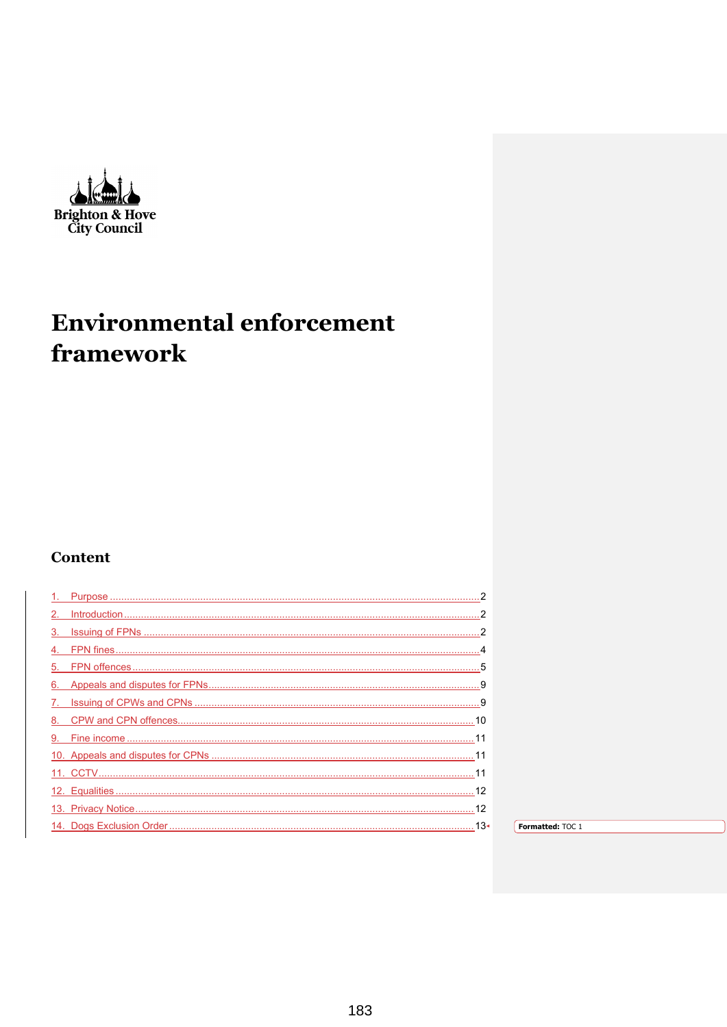Brighton & Hove City Council

# Environmental enforcement framework

## Content

1. Purpose .......... 2
2. Introduction .......... 2
3. Issuing of FPNs .......... 2
4. FPN fines .......... 4
5. FPN offences .......... 5
6. Appeals and disputes for FPNs .......... 9
7. Issuing of CPWs and CPNs .......... 9
8. CPW and CPN offences .......... 10
9. Fine income .......... 11
10. Appeals and disputes for CPNs .......... 11
11. CCTV .......... 11
12. Equalities .......... 12
13. Privacy Notice .......... 12
14. Dogs Exclusion Order .......... 13

**Formatted:** TOC 1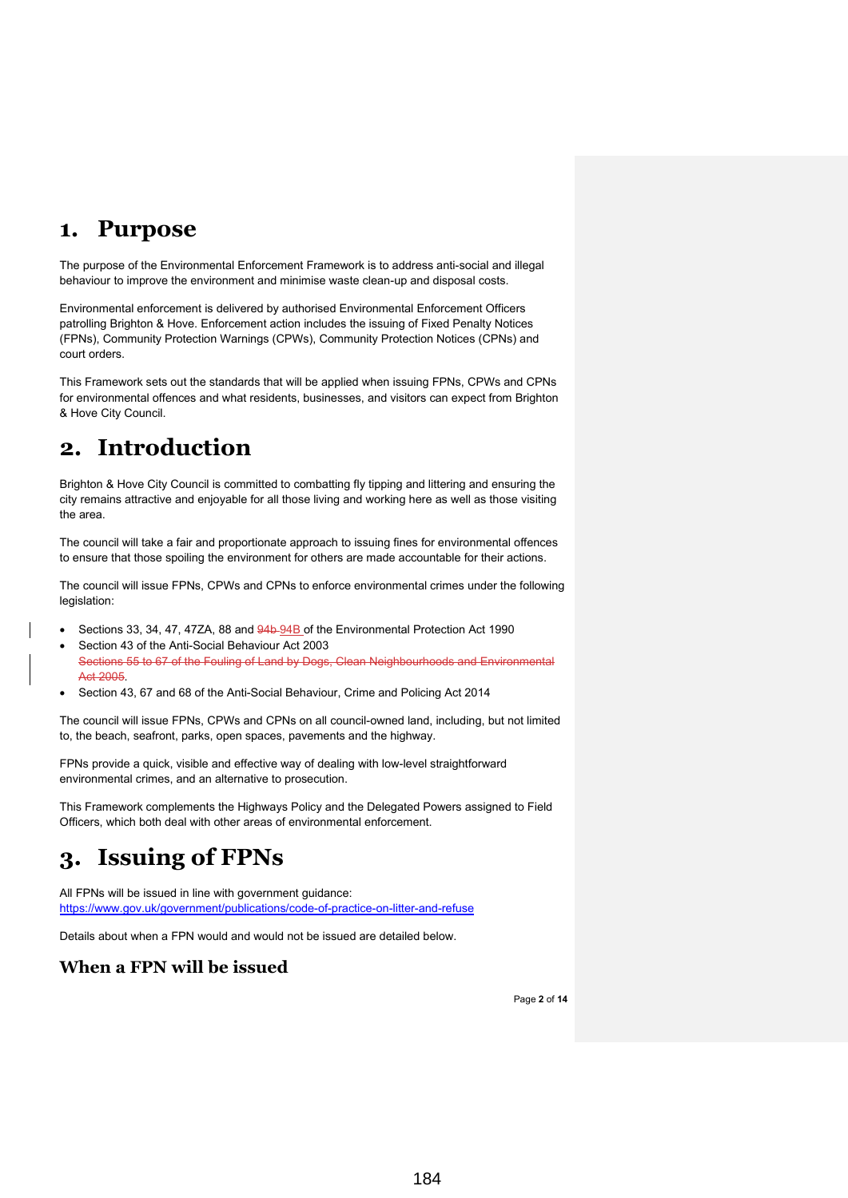# 1. Purpose

The purpose of the Environmental Enforcement Framework is to address anti-social and illegal behaviour to improve the environment and minimise waste clean-up and disposal costs.

Environmental enforcement is delivered by authorised Environmental Enforcement Officers patrolling Brighton & Hove. Enforcement action includes the issuing of Fixed Penalty Notices (FPNs), Community Protection Warnings (CPWs), Community Protection Notices (CPNs) and court orders.

This Framework sets out the standards that will be applied when issuing FPNs, CPWs and CPNs for environmental offences and what residents, businesses, and visitors can expect from Brighton & Hove City Council.

# 2. Introduction

Brighton & Hove City Council is committed to combatting fly tipping and littering and ensuring the city remains attractive and enjoyable for all those living and working here as well as those visiting the area.

The council will take a fair and proportionate approach to issuing fines for environmental offences to ensure that those spoiling the environment for others are made accountable for their actions.

The council will issue FPNs, CPWs and CPNs to enforce environmental crimes under the following legislation:

- Sections 33, 34, 47, 47ZA, 88 and ~~94b~~ 94B of the Environmental Protection Act 1990
- Section 43 of the Anti-Social Behaviour Act 2003
  ~~Sections 55 to 67 of the Fouling of Land by Dogs, Clean Neighbourhoods and Environmental Act 2005~~.
- Section 43, 67 and 68 of the Anti-Social Behaviour, Crime and Policing Act 2014

The council will issue FPNs, CPWs and CPNs on all council-owned land, including, but not limited to, the beach, seafront, parks, open spaces, pavements and the highway.

FPNs provide a quick, visible and effective way of dealing with low-level straightforward environmental crimes, and an alternative to prosecution.

This Framework complements the Highways Policy and the Delegated Powers assigned to Field Officers, which both deal with other areas of environmental enforcement.

# 3. Issuing of FPNs

All FPNs will be issued in line with government guidance: https://www.gov.uk/government/publications/code-of-practice-on-litter-and-refuse

Details about when a FPN would and would not be issued are detailed below.

## When a FPN will be issued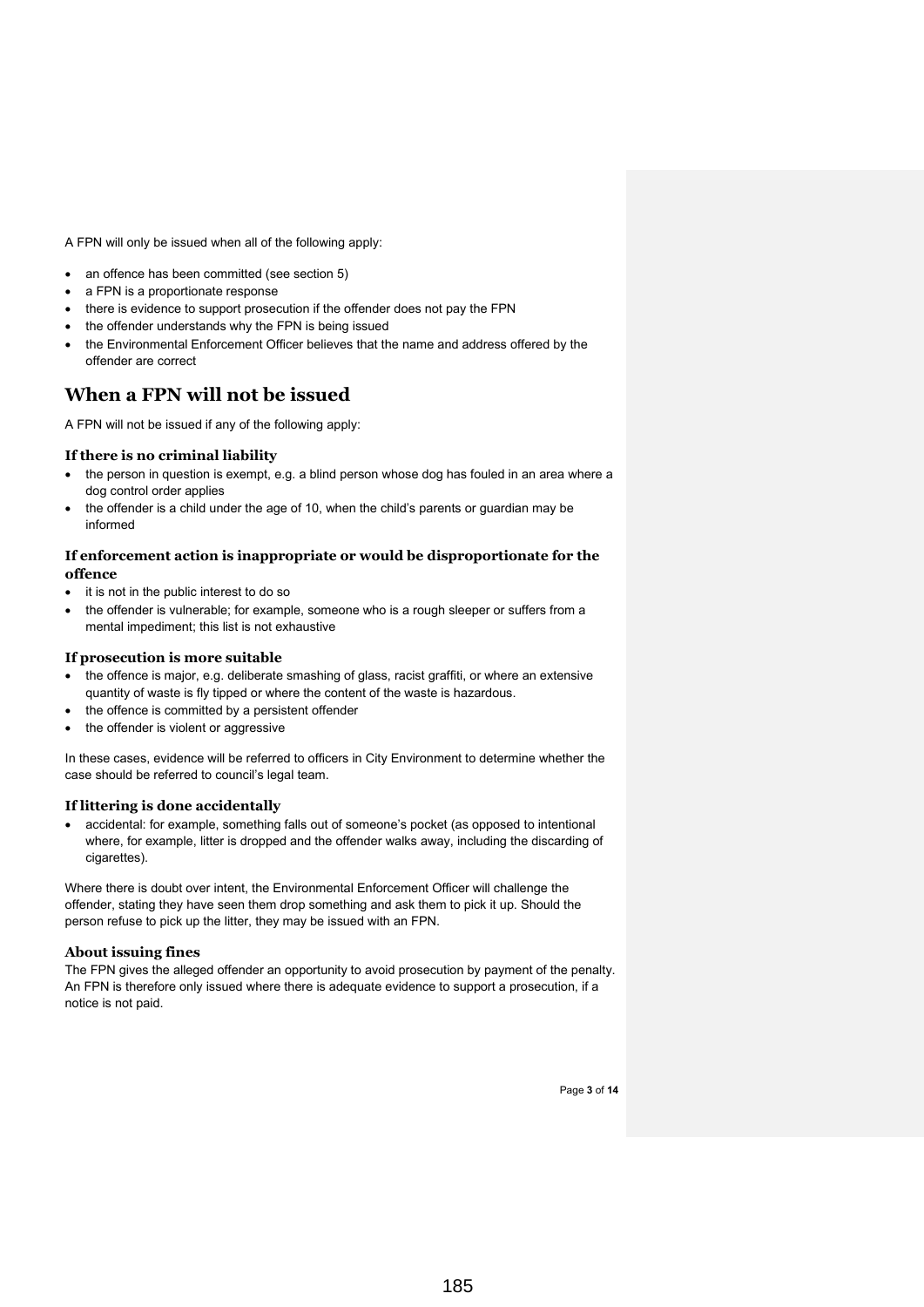A FPN will only be issued when all of the following apply:

- an offence has been committed (see section 5)
- a FPN is a proportionate response
- there is evidence to support prosecution if the offender does not pay the FPN
- the offender understands why the FPN is being issued
- the Environmental Enforcement Officer believes that the name and address offered by the offender are correct

## When a FPN will not be issued

A FPN will not be issued if any of the following apply:

### If there is no criminal liability

- the person in question is exempt, e.g. a blind person whose dog has fouled in an area where a dog control order applies
- the offender is a child under the age of 10, when the child's parents or guardian may be informed

### If enforcement action is inappropriate or would be disproportionate for the offence

- it is not in the public interest to do so
- the offender is vulnerable; for example, someone who is a rough sleeper or suffers from a mental impediment; this list is not exhaustive

### If prosecution is more suitable

- the offence is major, e.g. deliberate smashing of glass, racist graffiti, or where an extensive quantity of waste is fly tipped or where the content of the waste is hazardous.
- the offence is committed by a persistent offender
- the offender is violent or aggressive

In these cases, evidence will be referred to officers in City Environment to determine whether the case should be referred to council's legal team.

### If littering is done accidentally

- accidental: for example, something falls out of someone's pocket (as opposed to intentional where, for example, litter is dropped and the offender walks away, including the discarding of cigarettes).

Where there is doubt over intent, the Environmental Enforcement Officer will challenge the offender, stating they have seen them drop something and ask them to pick it up. Should the person refuse to pick up the litter, they may be issued with an FPN.

### About issuing fines

The FPN gives the alleged offender an opportunity to avoid prosecution by payment of the penalty. An FPN is therefore only issued where there is adequate evidence to support a prosecution, if a notice is not paid.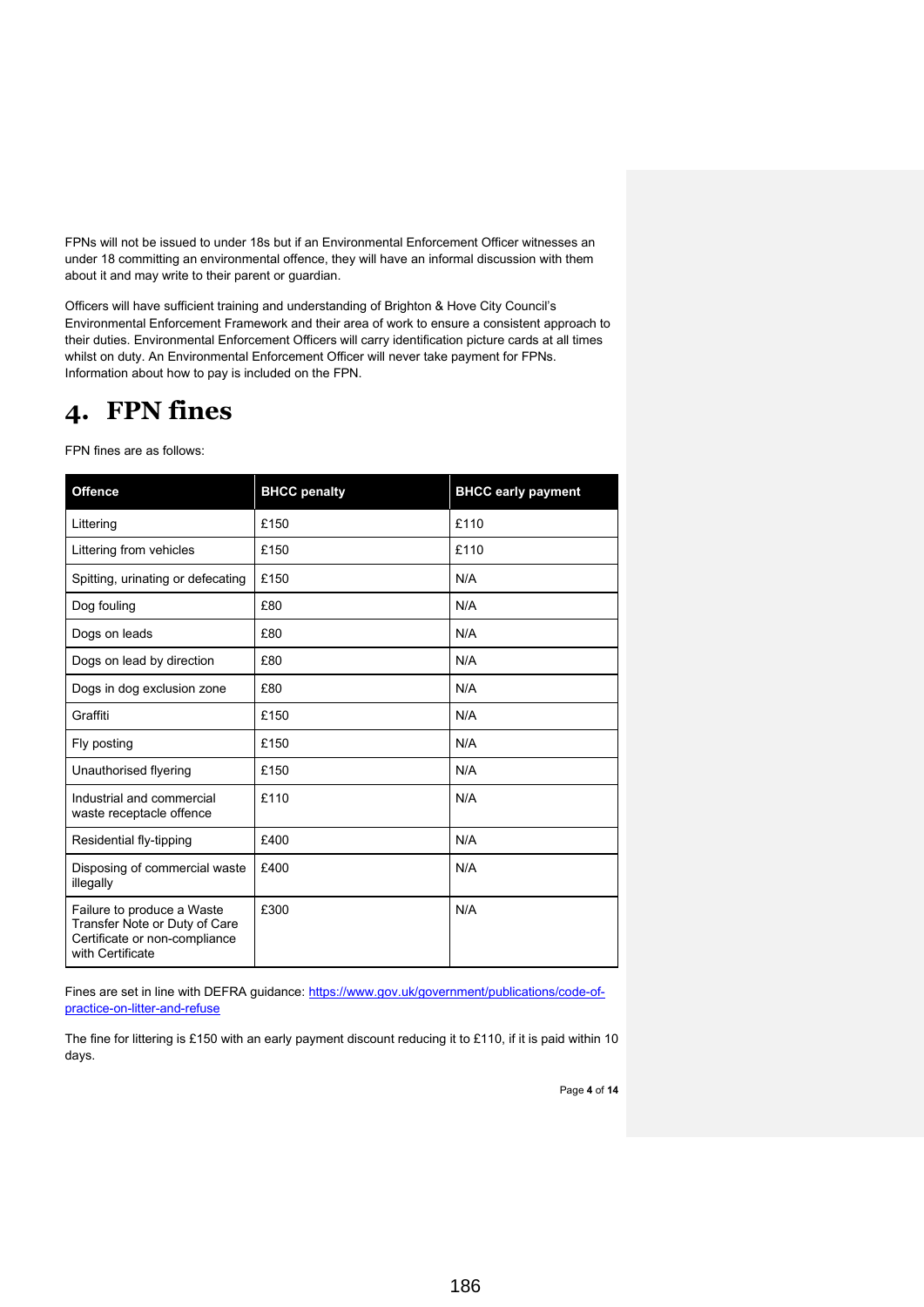FPNs will not be issued to under 18s but if an Environmental Enforcement Officer witnesses an under 18 committing an environmental offence, they will have an informal discussion with them about it and may write to their parent or guardian.

Officers will have sufficient training and understanding of Brighton & Hove City Council's Environmental Enforcement Framework and their area of work to ensure a consistent approach to their duties. Environmental Enforcement Officers will carry identification picture cards at all times whilst on duty. An Environmental Enforcement Officer will never take payment for FPNs. Information about how to pay is included on the FPN.

# 4. FPN fines

FPN fines are as follows:

| Offence | BHCC penalty | BHCC early payment |
|---|---|---|
| Littering | £150 | £110 |
| Littering from vehicles | £150 | £110 |
| Spitting, urinating or defecating | £150 | N/A |
| Dog fouling | £80 | N/A |
| Dogs on leads | £80 | N/A |
| Dogs on lead by direction | £80 | N/A |
| Dogs in dog exclusion zone | £80 | N/A |
| Graffiti | £150 | N/A |
| Fly posting | £150 | N/A |
| Unauthorised flyering | £150 | N/A |
| Industrial and commercial waste receptacle offence | £110 | N/A |
| Residential fly-tipping | £400 | N/A |
| Disposing of commercial waste illegally | £400 | N/A |
| Failure to produce a Waste Transfer Note or Duty of Care Certificate or non-compliance with Certificate | £300 | N/A |

Fines are set in line with DEFRA guidance: https://www.gov.uk/government/publications/code-of-practice-on-litter-and-refuse

The fine for littering is £150 with an early payment discount reducing it to £110, if it is paid within 10 days.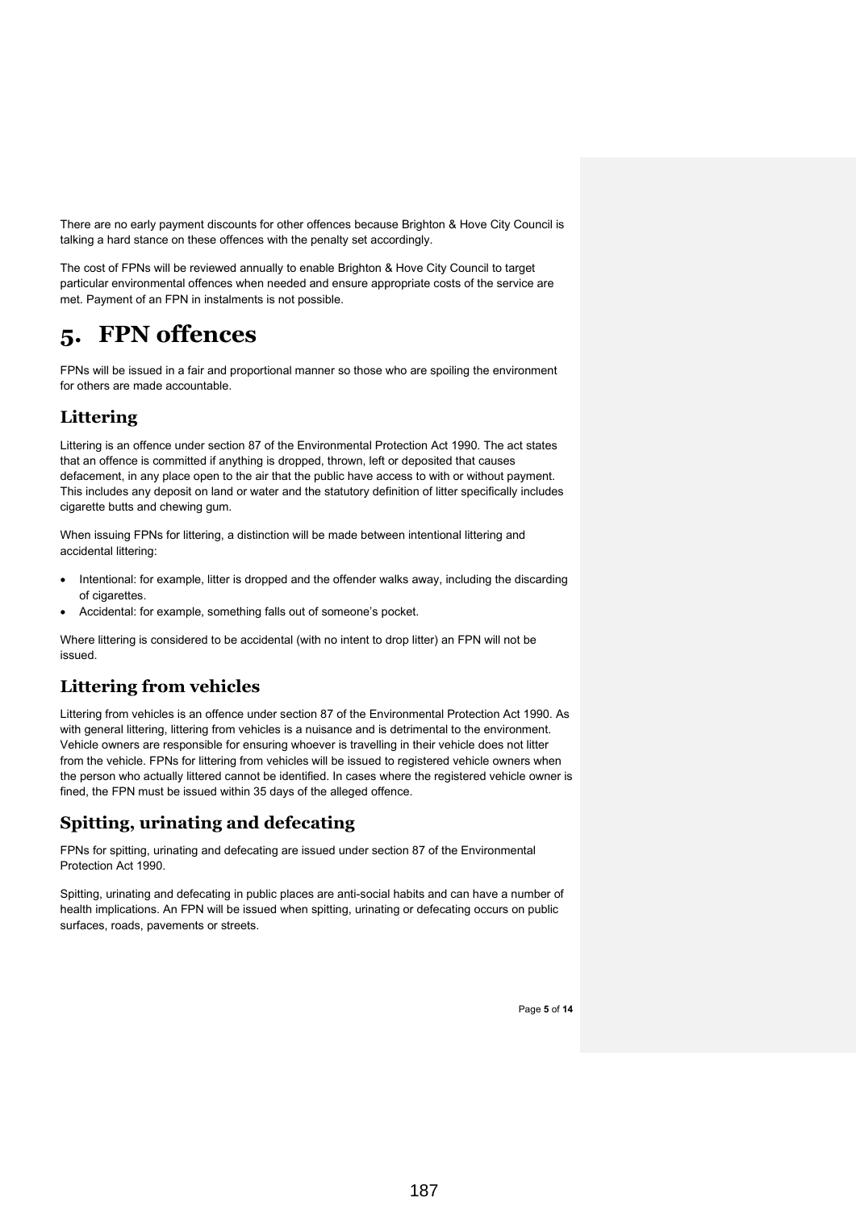There are no early payment discounts for other offences because Brighton & Hove City Council is talking a hard stance on these offences with the penalty set accordingly.

The cost of FPNs will be reviewed annually to enable Brighton & Hove City Council to target particular environmental offences when needed and ensure appropriate costs of the service are met. Payment of an FPN in instalments is not possible.

# 5. FPN offences

FPNs will be issued in a fair and proportional manner so those who are spoiling the environment for others are made accountable.

## Littering

Littering is an offence under section 87 of the Environmental Protection Act 1990. The act states that an offence is committed if anything is dropped, thrown, left or deposited that causes defacement, in any place open to the air that the public have access to with or without payment. This includes any deposit on land or water and the statutory definition of litter specifically includes cigarette butts and chewing gum.

When issuing FPNs for littering, a distinction will be made between intentional littering and accidental littering:

- Intentional: for example, litter is dropped and the offender walks away, including the discarding of cigarettes.
- Accidental: for example, something falls out of someone's pocket.

Where littering is considered to be accidental (with no intent to drop litter) an FPN will not be issued.

## Littering from vehicles

Littering from vehicles is an offence under section 87 of the Environmental Protection Act 1990. As with general littering, littering from vehicles is a nuisance and is detrimental to the environment. Vehicle owners are responsible for ensuring whoever is travelling in their vehicle does not litter from the vehicle. FPNs for littering from vehicles will be issued to registered vehicle owners when the person who actually littered cannot be identified. In cases where the registered vehicle owner is fined, the FPN must be issued within 35 days of the alleged offence.

## Spitting, urinating and defecating

FPNs for spitting, urinating and defecating are issued under section 87 of the Environmental Protection Act 1990.

Spitting, urinating and defecating in public places are anti-social habits and can have a number of health implications. An FPN will be issued when spitting, urinating or defecating occurs on public surfaces, roads, pavements or streets.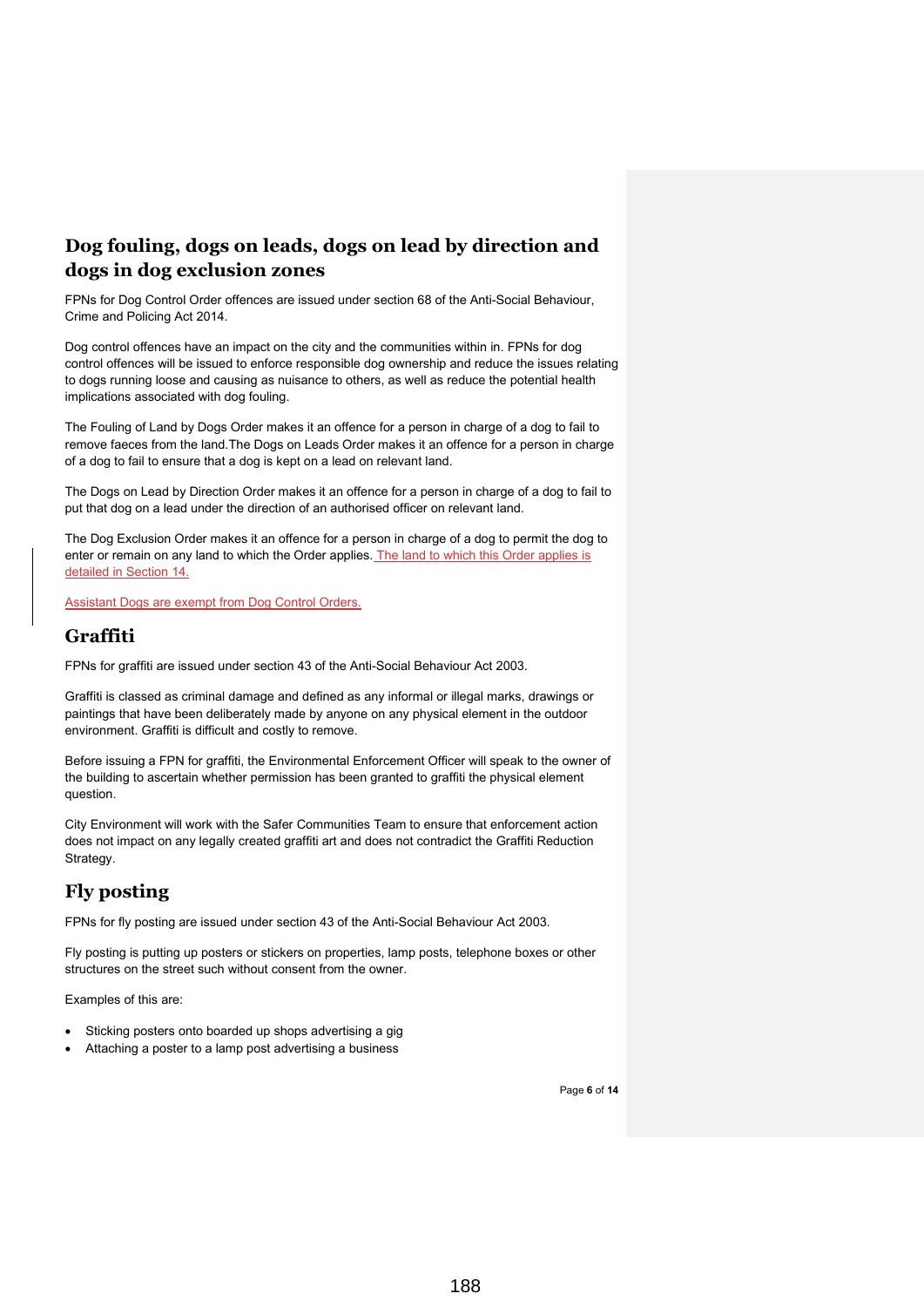## Dog fouling, dogs on leads, dogs on lead by direction and dogs in dog exclusion zones

FPNs for Dog Control Order offences are issued under section 68 of the Anti-Social Behaviour, Crime and Policing Act 2014.

Dog control offences have an impact on the city and the communities within in. FPNs for dog control offences will be issued to enforce responsible dog ownership and reduce the issues relating to dogs running loose and causing as nuisance to others, as well as reduce the potential health implications associated with dog fouling.

The Fouling of Land by Dogs Order makes it an offence for a person in charge of a dog to fail to remove faeces from the land.The Dogs on Leads Order makes it an offence for a person in charge of a dog to fail to ensure that a dog is kept on a lead on relevant land.

The Dogs on Lead by Direction Order makes it an offence for a person in charge of a dog to fail to put that dog on a lead under the direction of an authorised officer on relevant land.

The Dog Exclusion Order makes it an offence for a person in charge of a dog to permit the dog to enter or remain on any land to which the Order applies. The land to which this Order applies is detailed in Section 14.

Assistant Dogs are exempt from Dog Control Orders.

## Graffiti

FPNs for graffiti are issued under section 43 of the Anti-Social Behaviour Act 2003.

Graffiti is classed as criminal damage and defined as any informal or illegal marks, drawings or paintings that have been deliberately made by anyone on any physical element in the outdoor environment. Graffiti is difficult and costly to remove.

Before issuing a FPN for graffiti, the Environmental Enforcement Officer will speak to the owner of the building to ascertain whether permission has been granted to graffiti the physical element question.

City Environment will work with the Safer Communities Team to ensure that enforcement action does not impact on any legally created graffiti art and does not contradict the Graffiti Reduction Strategy.

## Fly posting

FPNs for fly posting are issued under section 43 of the Anti-Social Behaviour Act 2003.

Fly posting is putting up posters or stickers on properties, lamp posts, telephone boxes or other structures on the street such without consent from the owner.

Examples of this are:

- Sticking posters onto boarded up shops advertising a gig
- Attaching a poster to a lamp post advertising a business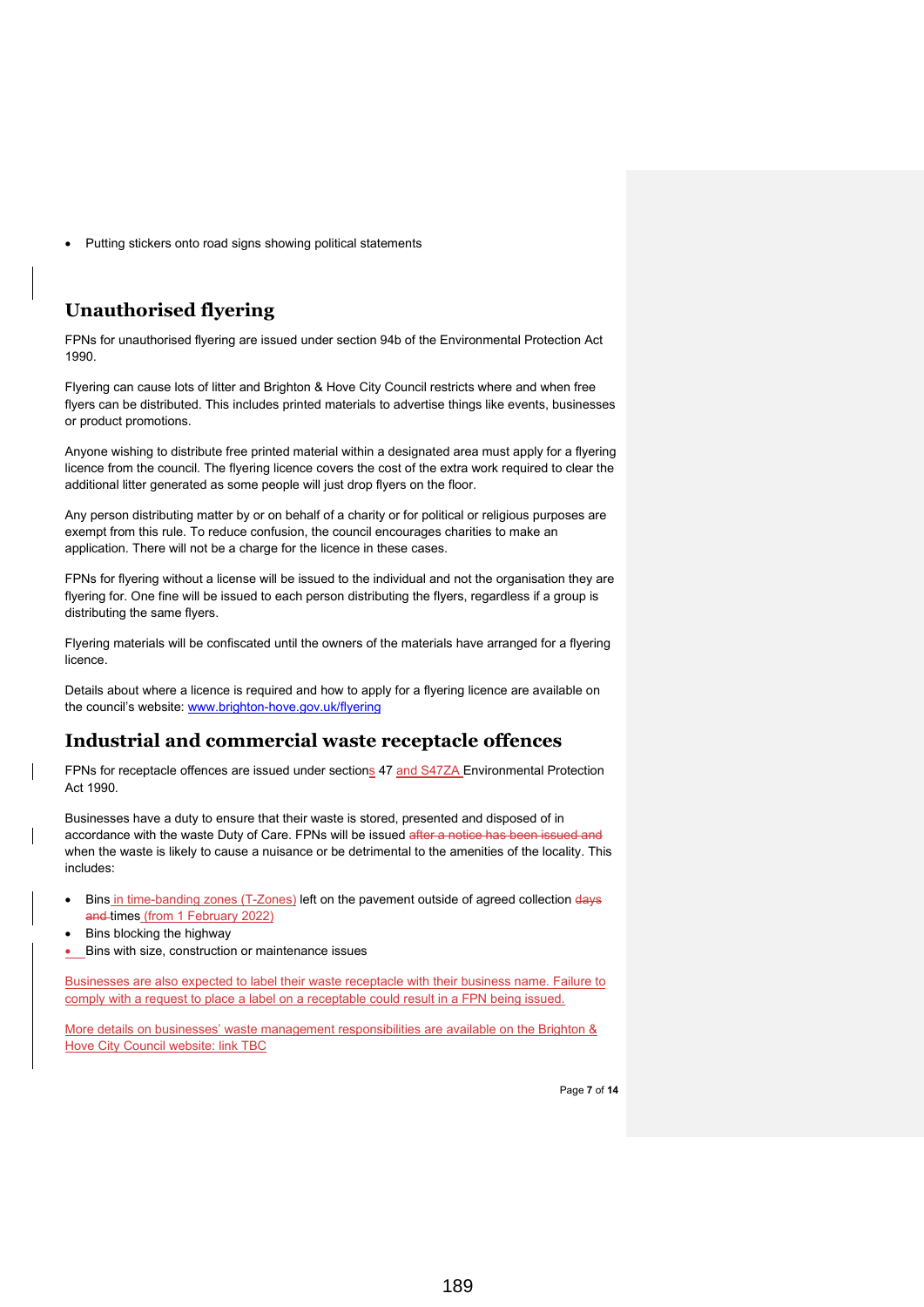- Putting stickers onto road signs showing political statements

## Unauthorised flyering

FPNs for unauthorised flyering are issued under section 94b of the Environmental Protection Act 1990.

Flyering can cause lots of litter and Brighton & Hove City Council restricts where and when free flyers can be distributed. This includes printed materials to advertise things like events, businesses or product promotions.

Anyone wishing to distribute free printed material within a designated area must apply for a flyering licence from the council. The flyering licence covers the cost of the extra work required to clear the additional litter generated as some people will just drop flyers on the floor.

Any person distributing matter by or on behalf of a charity or for political or religious purposes are exempt from this rule. To reduce confusion, the council encourages charities to make an application. There will not be a charge for the licence in these cases.

FPNs for flyering without a license will be issued to the individual and not the organisation they are flyering for. One fine will be issued to each person distributing the flyers, regardless if a group is distributing the same flyers.

Flyering materials will be confiscated until the owners of the materials have arranged for a flyering licence.

Details about where a licence is required and how to apply for a flyering licence are available on the council's website: www.brighton-hove.gov.uk/flyering

## Industrial and commercial waste receptacle offences

FPNs for receptacle offences are issued under sections 47 and S47ZA Environmental Protection Act 1990.

Businesses have a duty to ensure that their waste is stored, presented and disposed of in accordance with the waste Duty of Care. FPNs will be issued ~~after a notice has been issued and~~ when the waste is likely to cause a nuisance or be detrimental to the amenities of the locality. This includes:

- Bins in time-banding zones (T-Zones) left on the pavement outside of agreed collection ~~days and~~ times (from 1 February 2022)
- Bins blocking the highway
- Bins with size, construction or maintenance issues

Businesses are also expected to label their waste receptacle with their business name. Failure to comply with a request to place a label on a receptable could result in a FPN being issued.

More details on businesses' waste management responsibilities are available on the Brighton & Hove City Council website: link TBC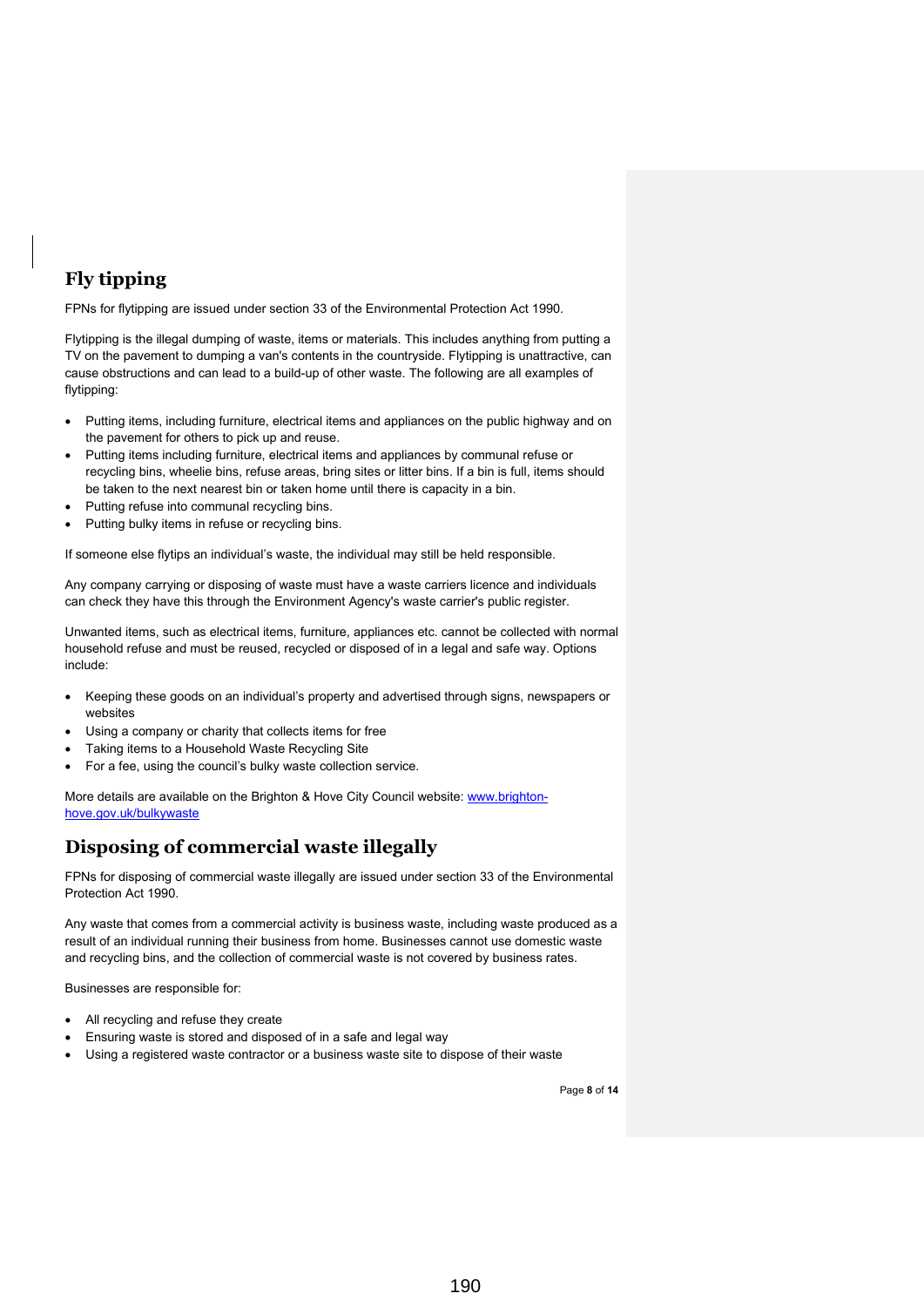## Fly tipping

FPNs for flytipping are issued under section 33 of the Environmental Protection Act 1990.

Flytipping is the illegal dumping of waste, items or materials. This includes anything from putting a TV on the pavement to dumping a van's contents in the countryside. Flytipping is unattractive, can cause obstructions and can lead to a build-up of other waste. The following are all examples of flytipping:

- Putting items, including furniture, electrical items and appliances on the public highway and on the pavement for others to pick up and reuse.
- Putting items including furniture, electrical items and appliances by communal refuse or recycling bins, wheelie bins, refuse areas, bring sites or litter bins. If a bin is full, items should be taken to the next nearest bin or taken home until there is capacity in a bin.
- Putting refuse into communal recycling bins.
- Putting bulky items in refuse or recycling bins.

If someone else flytips an individual's waste, the individual may still be held responsible.

Any company carrying or disposing of waste must have a waste carriers licence and individuals can check they have this through the Environment Agency's waste carrier's public register.

Unwanted items, such as electrical items, furniture, appliances etc. cannot be collected with normal household refuse and must be reused, recycled or disposed of in a legal and safe way. Options include:

- Keeping these goods on an individual's property and advertised through signs, newspapers or websites
- Using a company or charity that collects items for free
- Taking items to a Household Waste Recycling Site
- For a fee, using the council's bulky waste collection service.

More details are available on the Brighton & Hove City Council website: [www.brighton-hove.gov.uk/bulkywaste](http://www.brighton-hove.gov.uk/bulkywaste)

## Disposing of commercial waste illegally

FPNs for disposing of commercial waste illegally are issued under section 33 of the Environmental Protection Act 1990.

Any waste that comes from a commercial activity is business waste, including waste produced as a result of an individual running their business from home. Businesses cannot use domestic waste and recycling bins, and the collection of commercial waste is not covered by business rates.

Businesses are responsible for:

- All recycling and refuse they create
- Ensuring waste is stored and disposed of in a safe and legal way
- Using a registered waste contractor or a business waste site to dispose of their waste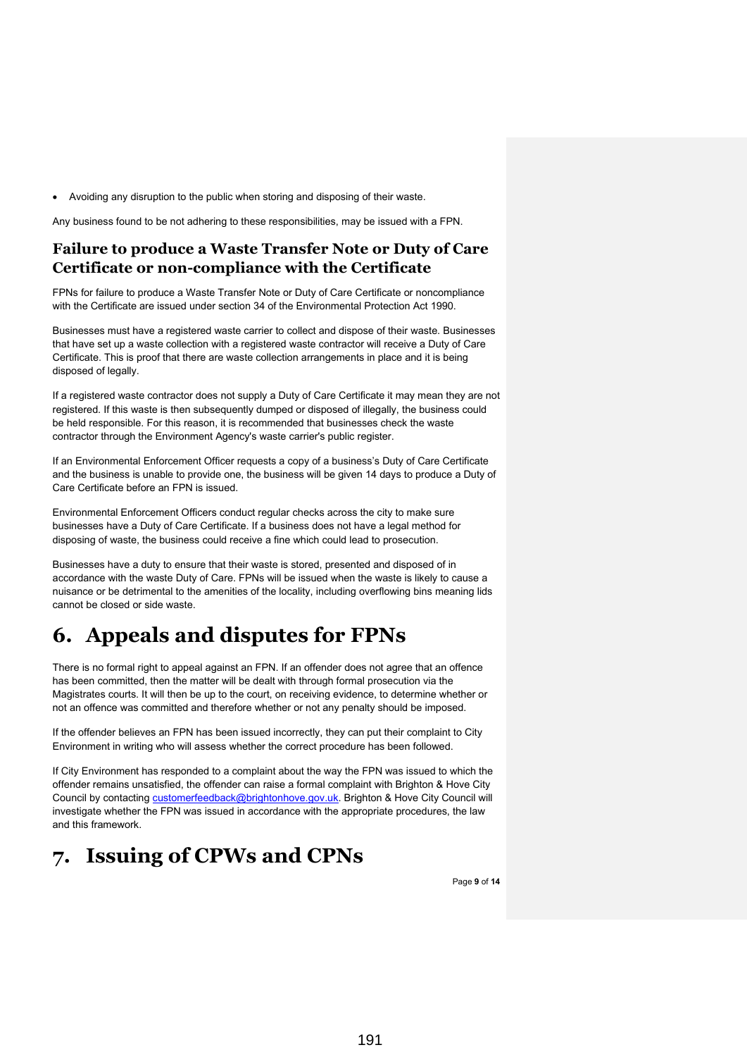- Avoiding any disruption to the public when storing and disposing of their waste.

Any business found to be not adhering to these responsibilities, may be issued with a FPN.

### Failure to produce a Waste Transfer Note or Duty of Care Certificate or non-compliance with the Certificate

FPNs for failure to produce a Waste Transfer Note or Duty of Care Certificate or noncompliance with the Certificate are issued under section 34 of the Environmental Protection Act 1990.

Businesses must have a registered waste carrier to collect and dispose of their waste. Businesses that have set up a waste collection with a registered waste contractor will receive a Duty of Care Certificate. This is proof that there are waste collection arrangements in place and it is being disposed of legally.

If a registered waste contractor does not supply a Duty of Care Certificate it may mean they are not registered. If this waste is then subsequently dumped or disposed of illegally, the business could be held responsible. For this reason, it is recommended that businesses check the waste contractor through the Environment Agency's waste carrier's public register.

If an Environmental Enforcement Officer requests a copy of a business's Duty of Care Certificate and the business is unable to provide one, the business will be given 14 days to produce a Duty of Care Certificate before an FPN is issued.

Environmental Enforcement Officers conduct regular checks across the city to make sure businesses have a Duty of Care Certificate. If a business does not have a legal method for disposing of waste, the business could receive a fine which could lead to prosecution.

Businesses have a duty to ensure that their waste is stored, presented and disposed of in accordance with the waste Duty of Care. FPNs will be issued when the waste is likely to cause a nuisance or be detrimental to the amenities of the locality, including overflowing bins meaning lids cannot be closed or side waste.

# 6. Appeals and disputes for FPNs

There is no formal right to appeal against an FPN. If an offender does not agree that an offence has been committed, then the matter will be dealt with through formal prosecution via the Magistrates courts. It will then be up to the court, on receiving evidence, to determine whether or not an offence was committed and therefore whether or not any penalty should be imposed.

If the offender believes an FPN has been issued incorrectly, they can put their complaint to City Environment in writing who will assess whether the correct procedure has been followed.

If City Environment has responded to a complaint about the way the FPN was issued to which the offender remains unsatisfied, the offender can raise a formal complaint with Brighton & Hove City Council by contacting customerfeedback@brightonhove.gov.uk. Brighton & Hove City Council will investigate whether the FPN was issued in accordance with the appropriate procedures, the law and this framework.

# 7. Issuing of CPWs and CPNs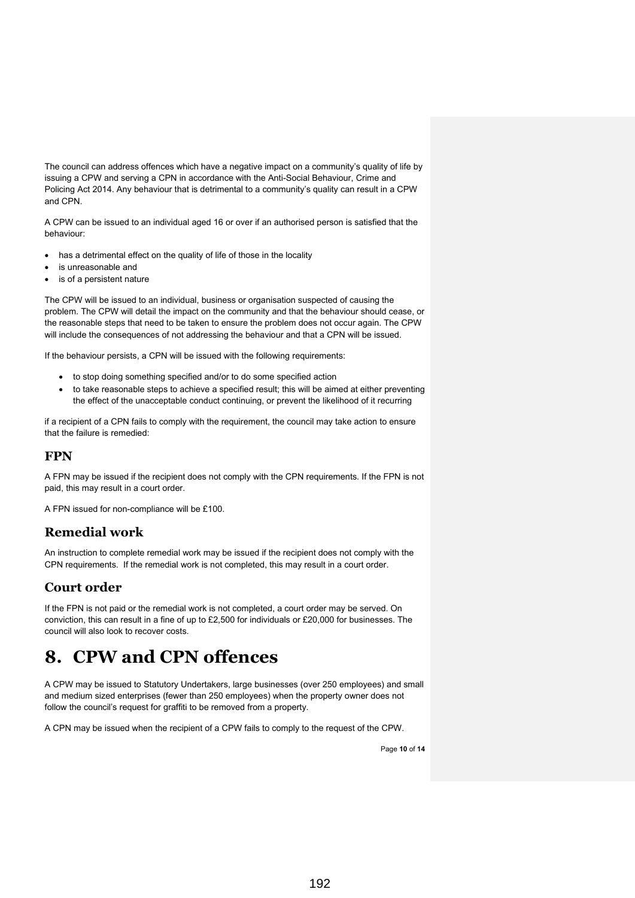The council can address offences which have a negative impact on a community's quality of life by issuing a CPW and serving a CPN in accordance with the Anti-Social Behaviour, Crime and Policing Act 2014. Any behaviour that is detrimental to a community's quality can result in a CPW and CPN.

A CPW can be issued to an individual aged 16 or over if an authorised person is satisfied that the behaviour:

- has a detrimental effect on the quality of life of those in the locality
- is unreasonable and
- is of a persistent nature

The CPW will be issued to an individual, business or organisation suspected of causing the problem. The CPW will detail the impact on the community and that the behaviour should cease, or the reasonable steps that need to be taken to ensure the problem does not occur again. The CPW will include the consequences of not addressing the behaviour and that a CPN will be issued.

If the behaviour persists, a CPN will be issued with the following requirements:

- to stop doing something specified and/or to do some specified action
- to take reasonable steps to achieve a specified result; this will be aimed at either preventing the effect of the unacceptable conduct continuing, or prevent the likelihood of it recurring

if a recipient of a CPN fails to comply with the requirement, the council may take action to ensure that the failure is remedied:

### FPN

A FPN may be issued if the recipient does not comply with the CPN requirements. If the FPN is not paid, this may result in a court order.

A FPN issued for non-compliance will be £100.

### Remedial work

An instruction to complete remedial work may be issued if the recipient does not comply with the CPN requirements. If the remedial work is not completed, this may result in a court order.

### Court order

If the FPN is not paid or the remedial work is not completed, a court order may be served. On conviction, this can result in a fine of up to £2,500 for individuals or £20,000 for businesses. The council will also look to recover costs.

# 8. CPW and CPN offences

A CPW may be issued to Statutory Undertakers, large businesses (over 250 employees) and small and medium sized enterprises (fewer than 250 employees) when the property owner does not follow the council's request for graffiti to be removed from a property.

A CPN may be issued when the recipient of a CPW fails to comply to the request of the CPW.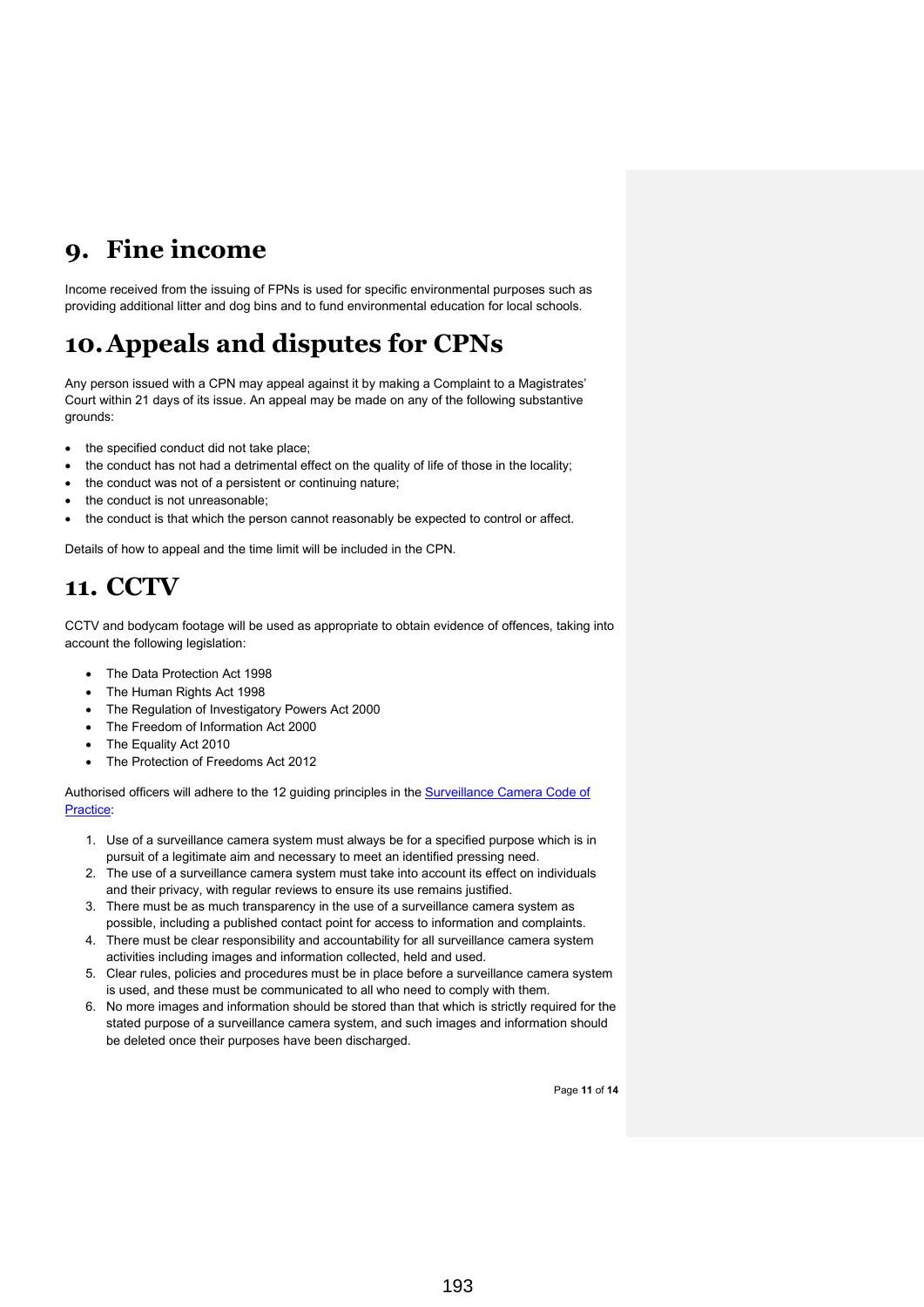# 9. Fine income

Income received from the issuing of FPNs is used for specific environmental purposes such as providing additional litter and dog bins and to fund environmental education for local schools.

# 10. Appeals and disputes for CPNs

Any person issued with a CPN may appeal against it by making a Complaint to a Magistrates' Court within 21 days of its issue. An appeal may be made on any of the following substantive grounds:

- the specified conduct did not take place;
- the conduct has not had a detrimental effect on the quality of life of those in the locality;
- the conduct was not of a persistent or continuing nature;
- the conduct is not unreasonable;
- the conduct is that which the person cannot reasonably be expected to control or affect.

Details of how to appeal and the time limit will be included in the CPN.

# 11. CCTV

CCTV and bodycam footage will be used as appropriate to obtain evidence of offences, taking into account the following legislation:

- The Data Protection Act 1998
- The Human Rights Act 1998
- The Regulation of Investigatory Powers Act 2000
- The Freedom of Information Act 2000
- The Equality Act 2010
- The Protection of Freedoms Act 2012

Authorised officers will adhere to the 12 guiding principles in the Surveillance Camera Code of Practice:

1. Use of a surveillance camera system must always be for a specified purpose which is in pursuit of a legitimate aim and necessary to meet an identified pressing need.
2. The use of a surveillance camera system must take into account its effect on individuals and their privacy, with regular reviews to ensure its use remains justified.
3. There must be as much transparency in the use of a surveillance camera system as possible, including a published contact point for access to information and complaints.
4. There must be clear responsibility and accountability for all surveillance camera system activities including images and information collected, held and used.
5. Clear rules, policies and procedures must be in place before a surveillance camera system is used, and these must be communicated to all who need to comply with them.
6. No more images and information should be stored than that which is strictly required for the stated purpose of a surveillance camera system, and such images and information should be deleted once their purposes have been discharged.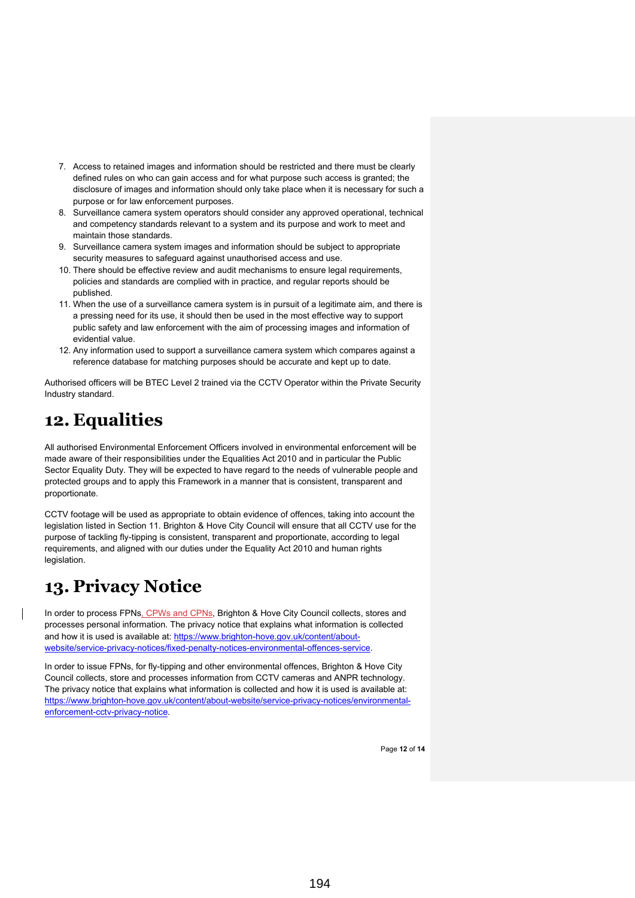7. Access to retained images and information should be restricted and there must be clearly defined rules on who can gain access and for what purpose such access is granted; the disclosure of images and information should only take place when it is necessary for such a purpose or for law enforcement purposes.
8. Surveillance camera system operators should consider any approved operational, technical and competency standards relevant to a system and its purpose and work to meet and maintain those standards.
9. Surveillance camera system images and information should be subject to appropriate security measures to safeguard against unauthorised access and use.
10. There should be effective review and audit mechanisms to ensure legal requirements, policies and standards are complied with in practice, and regular reports should be published.
11. When the use of a surveillance camera system is in pursuit of a legitimate aim, and there is a pressing need for its use, it should then be used in the most effective way to support public safety and law enforcement with the aim of processing images and information of evidential value.
12. Any information used to support a surveillance camera system which compares against a reference database for matching purposes should be accurate and kept up to date.

Authorised officers will be BTEC Level 2 trained via the CCTV Operator within the Private Security Industry standard.

# 12. Equalities

All authorised Environmental Enforcement Officers involved in environmental enforcement will be made aware of their responsibilities under the Equalities Act 2010 and in particular the Public Sector Equality Duty. They will be expected to have regard to the needs of vulnerable people and protected groups and to apply this Framework in a manner that is consistent, transparent and proportionate.

CCTV footage will be used as appropriate to obtain evidence of offences, taking into account the legislation listed in Section 11. Brighton & Hove City Council will ensure that all CCTV use for the purpose of tackling fly-tipping is consistent, transparent and proportionate, according to legal requirements, and aligned with our duties under the Equality Act 2010 and human rights legislation.

# 13. Privacy Notice

In order to process FPNs, CPWs and CPNs, Brighton & Hove City Council collects, stores and processes personal information. The privacy notice that explains what information is collected and how it is used is available at: https://www.brighton-hove.gov.uk/content/about-website/service-privacy-notices/fixed-penalty-notices-environmental-offences-service.

In order to issue FPNs, for fly-tipping and other environmental offences, Brighton & Hove City Council collects, store and processes information from CCTV cameras and ANPR technology. The privacy notice that explains what information is collected and how it is used is available at: https://www.brighton-hove.gov.uk/content/about-website/service-privacy-notices/environmental-enforcement-cctv-privacy-notice.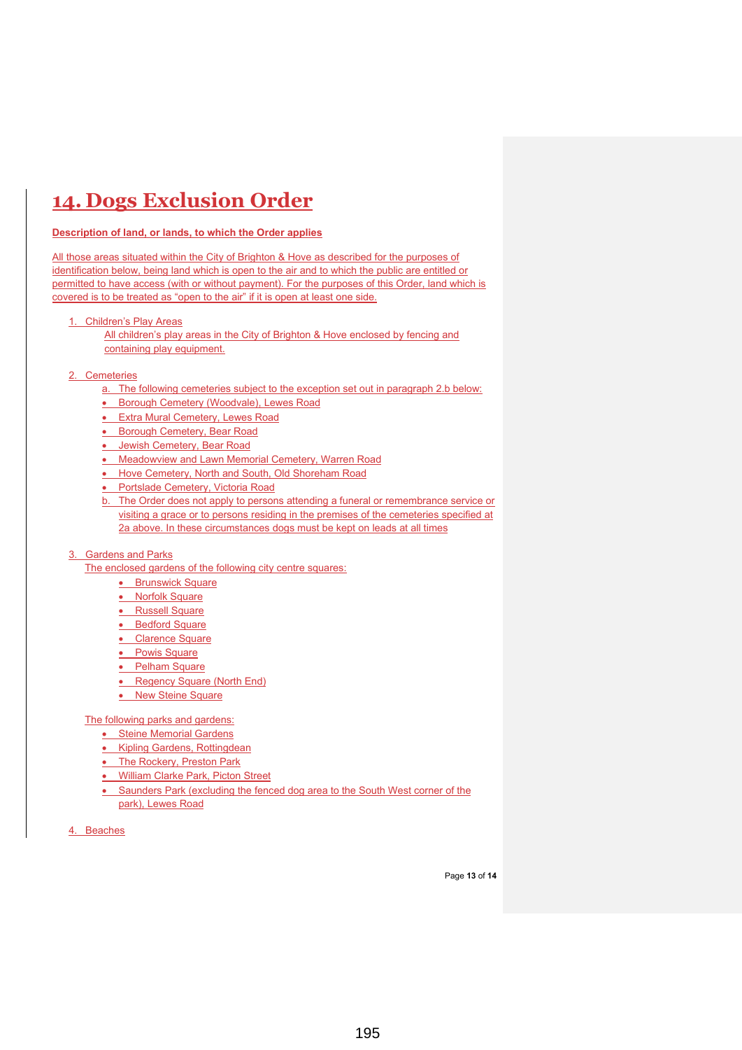# 14. Dogs Exclusion Order

**Description of land, or lands, to which the Order applies**

All those areas situated within the City of Brighton & Hove as described for the purposes of identification below, being land which is open to the air and to which the public are entitled or permitted to have access (with or without payment). For the purposes of this Order, land which is covered is to be treated as "open to the air" if it is open at least one side.

1. Children's Play Areas

   All children's play areas in the City of Brighton & Hove enclosed by fencing and containing play equipment.

2. Cemeteries

   a. The following cemeteries subject to the exception set out in paragraph 2.b below:
   - Borough Cemetery (Woodvale), Lewes Road
   - Extra Mural Cemetery, Lewes Road
   - Borough Cemetery, Bear Road
   - Jewish Cemetery, Bear Road
   - Meadowview and Lawn Memorial Cemetery, Warren Road
   - Hove Cemetery, North and South, Old Shoreham Road
   - Portslade Cemetery, Victoria Road

   b. The Order does not apply to persons attending a funeral or remembrance service or visiting a grace or to persons residing in the premises of the cemeteries specified at 2a above. In these circumstances dogs must be kept on leads at all times

3. Gardens and Parks

   The enclosed gardens of the following city centre squares:
   - Brunswick Square
   - Norfolk Square
   - Russell Square
   - Bedford Square
   - Clarence Square
   - Powis Square
   - Pelham Square
   - Regency Square (North End)
   - New Steine Square

   The following parks and gardens:
   - Steine Memorial Gardens
   - Kipling Gardens, Rottingdean
   - The Rockery, Preston Park
   - William Clarke Park, Picton Street
   - Saunders Park (excluding the fenced dog area to the South West corner of the park), Lewes Road

4. Beaches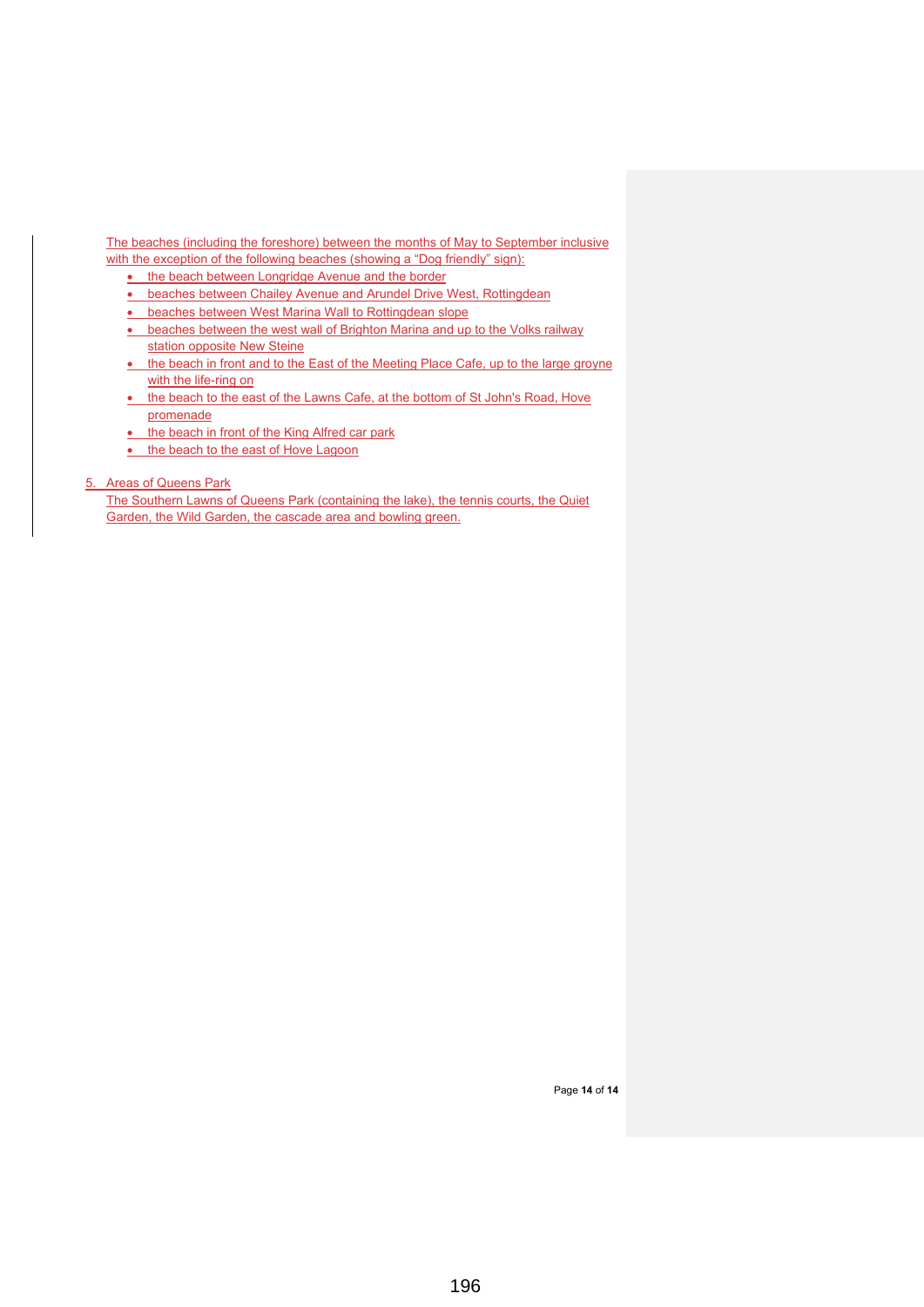The beaches (including the foreshore) between the months of May to September inclusive with the exception of the following beaches (showing a "Dog friendly" sign):

- the beach between Longridge Avenue and the border
- beaches between Chailey Avenue and Arundel Drive West, Rottingdean
- beaches between West Marina Wall to Rottingdean slope
- beaches between the west wall of Brighton Marina and up to the Volks railway station opposite New Steine
- the beach in front and to the East of the Meeting Place Cafe, up to the large groyne with the life-ring on
- the beach to the east of the Lawns Cafe, at the bottom of St John's Road, Hove promenade
- the beach in front of the King Alfred car park
- the beach to the east of Hove Lagoon

5. Areas of Queens Park

The Southern Lawns of Queens Park (containing the lake), the tennis courts, the Quiet Garden, the Wild Garden, the cascade area and bowling green.